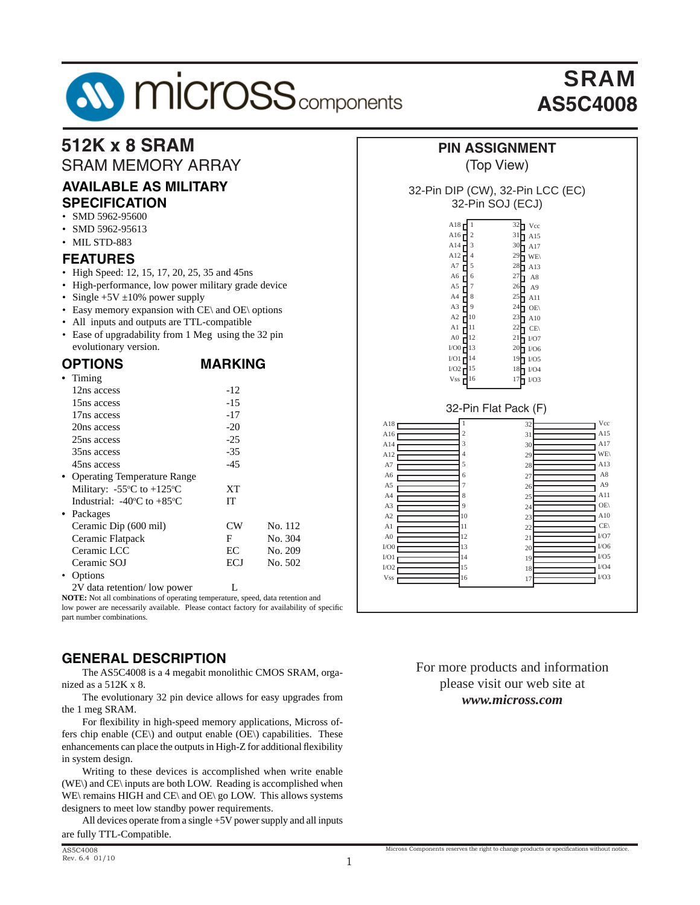# SRAM
# AS5C4008

## 512K x 8 SRAM

SRAM MEMORY ARRAY

### AVAILABLE AS MILITARY SPECIFICATION

- SMD 5962-95600
- SMD 5962-95613
- MIL STD-883

### FEATURES

- High Speed: 12, 15, 17, 20, 25, 35 and 45ns
- High-performance, low power military grade device
- Single +5V ±10% power supply
- Easy memory expansion with CE\ and OE\ options
- All inputs and outputs are TTL-compatible
- Ease of upgradability from 1 Meg using the 32 pin evolutionary version.

### OPTIONS / MARKING

| OPTIONS | MARKING | |
|---|---|---|
| • Timing | | |
| 12ns access | -12 | |
| 15ns access | -15 | |
| 17ns access | -17 | |
| 20ns access | -20 | |
| 25ns access | -25 | |
| 35ns access | -35 | |
| 45ns access | -45 | |
| • Operating Temperature Range | | |
| Military: -55°C to +125°C | XT | |
| Industrial: -40°C to +85°C | IT | |
| • Packages | | |
| Ceramic Dip (600 mil) | CW | No. 112 |
| Ceramic Flatpack | F | No. 304 |
| Ceramic LCC | EC | No. 209 |
| Ceramic SOJ | ECJ | No. 502 |
| • Options | | |
| 2V data retention/ low power | L | |

**NOTE:** Not all combinations of operating temperature, speed, data retention and low power are necessarily available. Please contact factory for availability of specific part number combinations.

### PIN ASSIGNMENT

(Top View)

32-Pin DIP (CW), 32-Pin LCC (EC)
32-Pin SOJ (ECJ)

| Pin | Name | Pin | Name |
|---|---|---|---|
| 1 | A18 | 32 | Vcc |
| 2 | A16 | 31 | A15 |
| 3 | A14 | 30 | A17 |
| 4 | A12 | 29 | WE\ |
| 5 | A7 | 28 | A13 |
| 6 | A6 | 27 | A8 |
| 7 | A5 | 26 | A9 |
| 8 | A4 | 25 | A11 |
| 9 | A3 | 24 | OE\ |
| 10 | A2 | 23 | A10 |
| 11 | A1 | 22 | CE\ |
| 12 | A0 | 21 | I/O7 |
| 13 | I/O0 | 20 | I/O6 |
| 14 | I/O1 | 19 | I/O5 |
| 15 | I/O2 | 18 | I/O4 |
| 16 | Vss | 17 | I/O3 |

32-Pin Flat Pack (F)

| Pin | Name | Pin | Name |
|---|---|---|---|
| 1 | A18 | 32 | Vcc |
| 2 | A16 | 31 | A15 |
| 3 | A14 | 30 | A17 |
| 4 | A12 | 29 | WE\ |
| 5 | A7 | 28 | A13 |
| 6 | A6 | 27 | A8 |
| 7 | A5 | 26 | A9 |
| 8 | A4 | 25 | A11 |
| 9 | A3 | 24 | OE\ |
| 10 | A2 | 23 | A10 |
| 11 | A1 | 22 | CE\ |
| 12 | A0 | 21 | I/O7 |
| 13 | I/O0 | 20 | I/O6 |
| 14 | I/O1 | 19 | I/O5 |
| 15 | I/O2 | 18 | I/O4 |
| 16 | Vss | 17 | I/O3 |

### GENERAL DESCRIPTION

The AS5C4008 is a 4 megabit monolithic CMOS SRAM, organized as a 512K x 8.

The evolutionary 32 pin device allows for easy upgrades from the 1 meg SRAM.

For flexibility in high-speed memory applications, Micross offers chip enable (CE\) and output enable (OE\) capabilities. These enhancements can place the outputs in High-Z for additional flexibility in system design.

Writing to these devices is accomplished when write enable (WE\) and CE\ inputs are both LOW. Reading is accomplished when WE\ remains HIGH and CE\ and OE\ go LOW. This allows systems designers to meet low standby power requirements.

All devices operate from a single +5V power supply and all inputs are fully TTL-Compatible.

For more products and information please visit our web site at ***www.micross.com***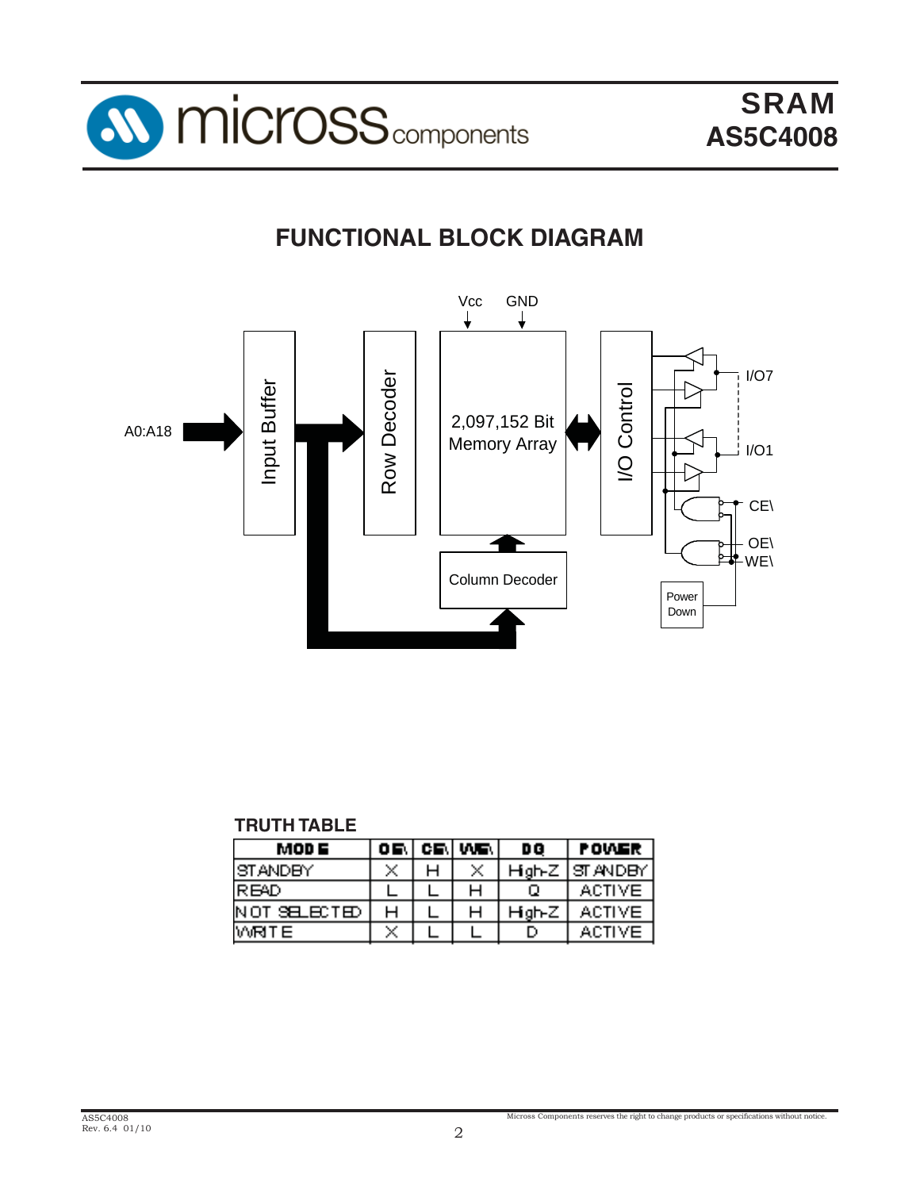## FUNCTIONAL BLOCK DIAGRAM

Vcc GND

A0:A18

Input Buffer

Row Decoder

2,097,152 Bit Memory Array

I/O Control

Column Decoder

I/O7

I/O1

CE\

OE\

WE\

Power Down

**TRUTH TABLE**

| MODE | OE\ | CE\ | WE\ | DQ | POWER |
|---|---|---|---|---|---|
| STANDBY | X | H | X | High-Z | STANDBY |
| READ | L | L | H | Q | ACTIVE |
| NOT SELECTED | H | L | H | High-Z | ACTIVE |
| WRITE | X | L | L | D | ACTIVE |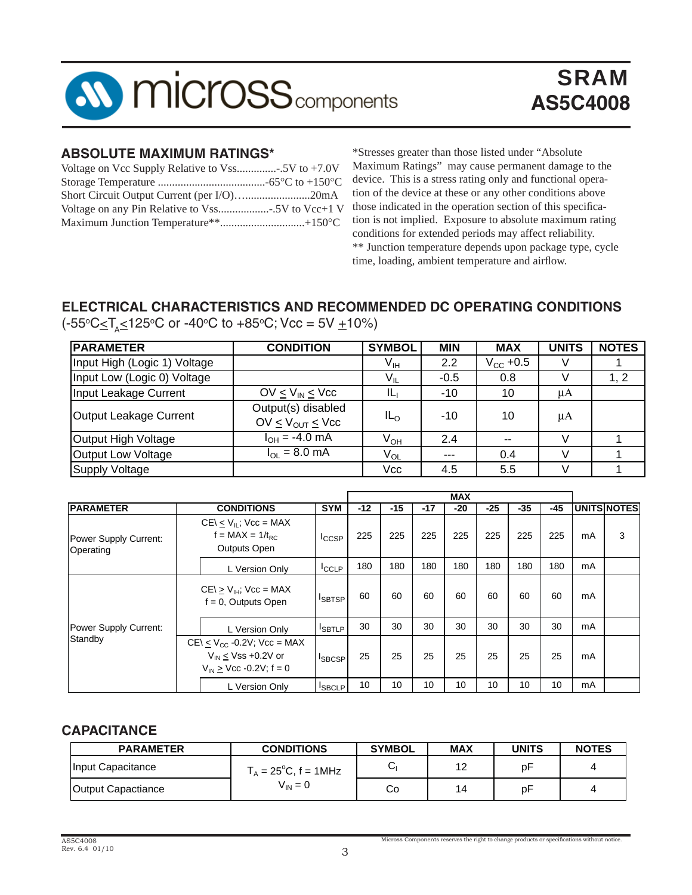## ABSOLUTE MAXIMUM RATINGS*

Voltage on Vcc Supply Relative to Vss..............-.5V to +7.0V
Storage Temperature ......................................-65°C to +150°C
Short Circuit Output Current (per I/O)….......................20mA
Voltage on any Pin Relative to Vss..................-.5V to Vcc+1 V
Maximum Junction Temperature**..............................+150°C

*Stresses greater than those listed under "Absolute Maximum Ratings" may cause permanent damage to the device. This is a stress rating only and functional operation of the device at these or any other conditions above those indicated in the operation section of this specification is not implied. Exposure to absolute maximum rating conditions for extended periods may affect reliability.
** Junction temperature depends upon package type, cycle time, loading, ambient temperature and airflow.

## ELECTRICAL CHARACTERISTICS AND RECOMMENDED DC OPERATING CONDITIONS

(-55°C≤$T_A$≤125°C or -40°C to +85°C; Vcc = 5V ±10%)

| PARAMETER | CONDITION | SYMBOL | MIN | MAX | UNITS | NOTES |
|---|---|---|---|---|---|---|
| Input High (Logic 1) Voltage | | $V_{IH}$ | 2.2 | $V_{CC}$ +0.5 | V | 1 |
| Input Low (Logic 0) Voltage | | $V_{IL}$ | -0.5 | 0.8 | V | 1, 2 |
| Input Leakage Current | OV ≤ $V_{IN}$ ≤ Vcc | $IL_I$ | -10 | 10 | µA | |
| Output Leakage Current | Output(s) disabled OV ≤ $V_{OUT}$ ≤ Vcc | $IL_O$ | -10 | 10 | µA | |
| Output High Voltage | $I_{OH}$ = -4.0 mA | $V_{OH}$ | 2.4 | -- | V | 1 |
| Output Low Voltage | $I_{OL}$ = 8.0 mA | $V_{OL}$ | --- | 0.4 | V | 1 |
| Supply Voltage | | Vcc | 4.5 | 5.5 | V | 1 |

| PARAMETER | CONDITIONS | SYM | MAX -12 | -15 | -17 | -20 | -25 | -35 | -45 | UNITS | NOTES |
|---|---|---|---|---|---|---|---|---|---|---|---|
| Power Supply Current: Operating | CE\ ≤ $V_{IL}$; Vcc = MAX f = MAX = 1/$t_{RC}$ Outputs Open | $I_{CCSP}$ | 225 | 225 | 225 | 225 | 225 | 225 | 225 | mA | 3 |
| | L Version Only | $I_{CCLP}$ | 180 | 180 | 180 | 180 | 180 | 180 | 180 | mA | |
| Power Supply Current: Standby | CE\ ≥ $V_{IH}$; Vcc = MAX f = 0, Outputs Open | $I_{SBTSP}$ | 60 | 60 | 60 | 60 | 60 | 60 | 60 | mA | |
| | L Version Only | $I_{SBTLP}$ | 30 | 30 | 30 | 30 | 30 | 30 | 30 | mA | |
| | CE\ ≤ $V_{CC}$ -0.2V; Vcc = MAX $V_{IN}$ ≤ Vss +0.2V or $V_{IN}$ ≥ Vcc -0.2V; f = 0 | $I_{SBCSP}$ | 25 | 25 | 25 | 25 | 25 | 25 | 25 | mA | |
| | L Version Only | $I_{SBCLP}$ | 10 | 10 | 10 | 10 | 10 | 10 | 10 | mA | |

## CAPACITANCE

| PARAMETER | CONDITIONS | SYMBOL | MAX | UNITS | NOTES |
|---|---|---|---|---|---|
| Input Capacitance | $T_A$ = 25°C, f = 1MHz $V_{IN}$ = 0 | $C_I$ | 12 | pF | 4 |
| Output Capacitance | | Co | 14 | pF | 4 |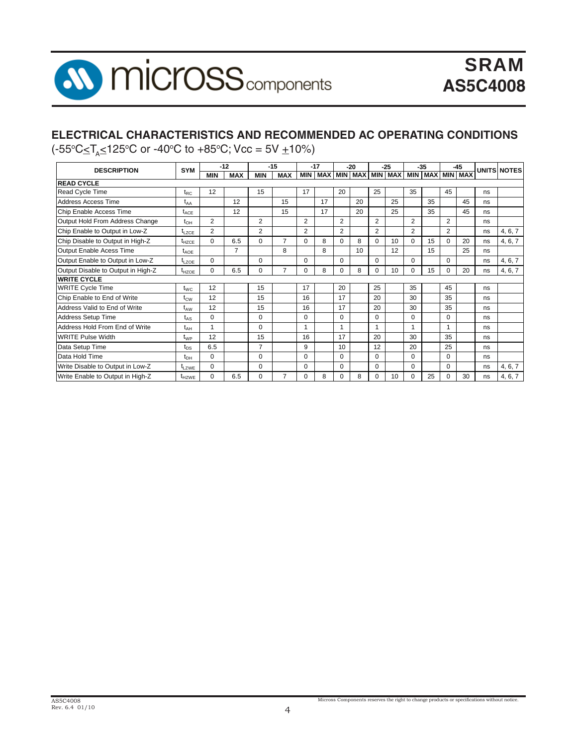## ELECTRICAL CHARACTERISTICS AND RECOMMENDED AC OPERATING CONDITIONS

($-55^{\circ}C \leq T_A \leq 125^{\circ}C$ or $-40^{\circ}C$ to $+85^{\circ}C$; Vcc = 5V $\pm$10%)

| DESCRIPTION | SYM | -12 | | -15 | | -17 | | -20 | | -25 | | -35 | | -45 | | UNITS | NOTES |
|---|---|---|---|---|---|---|---|---|---|---|---|---|---|---|---|---|---|
| | | MIN | MAX | MIN | MAX | MIN | MAX | MIN | MAX | MIN | MAX | MIN | MAX | MIN | MAX | | |
| **READ CYCLE** | | | | | | | | | | | | | | | | | |
| Read Cycle Time | $t_{RC}$ | 12 | | 15 | | 17 | | 20 | | 25 | | 35 | | 45 | | ns | |
| Address Access Time | $t_{AA}$ | | 12 | | 15 | | 17 | | 20 | | 25 | | 35 | | 45 | ns | |
| Chip Enable Access Time | $t_{ACE}$ | | 12 | | 15 | | 17 | | 20 | | 25 | | 35 | | 45 | ns | |
| Output Hold From Address Change | $t_{OH}$ | 2 | | 2 | | 2 | | 2 | | 2 | | 2 | | 2 | | ns | |
| Chip Enable to Output in Low-Z | $t_{LZCE}$ | 2 | | 2 | | 2 | | 2 | | 2 | | 2 | | 2 | | ns | 4, 6, 7 |
| Chip Disable to Output in High-Z | $t_{HZCE}$ | 0 | 6.5 | 0 | 7 | 0 | 8 | 0 | 8 | 0 | 10 | 0 | 15 | 0 | 20 | ns | 4, 6, 7 |
| Output Enable Acess Time | $t_{AOE}$ | | 7 | | 8 | | 8 | | 10 | | 12 | | 15 | | 25 | ns | |
| Output Enable to Output in Low-Z | $t_{LZOE}$ | 0 | | 0 | | 0 | | 0 | | 0 | | 0 | | 0 | | ns | 4, 6, 7 |
| Output Disable to Output in High-Z | $t_{HZOE}$ | 0 | 6.5 | 0 | 7 | 0 | 8 | 0 | 8 | 0 | 10 | 0 | 15 | 0 | 20 | ns | 4, 6, 7 |
| **WRITE CYCLE** | | | | | | | | | | | | | | | | | |
| WRITE Cycle Time | $t_{WC}$ | 12 | | 15 | | 17 | | 20 | | 25 | | 35 | | 45 | | ns | |
| Chip Enable to End of Write | $t_{CW}$ | 12 | | 15 | | 16 | | 17 | | 20 | | 30 | | 35 | | ns | |
| Address Valid to End of Write | $t_{AW}$ | 12 | | 15 | | 16 | | 17 | | 20 | | 30 | | 35 | | ns | |
| Address Setup Time | $t_{AS}$ | 0 | | 0 | | 0 | | 0 | | 0 | | 0 | | 0 | | ns | |
| Address Hold From End of Write | $t_{AH}$ | 1 | | 0 | | 1 | | 1 | | 1 | | 1 | | 1 | | ns | |
| WRITE Pulse Width | $t_{WP}$ | 12 | | 15 | | 16 | | 17 | | 20 | | 30 | | 35 | | ns | |
| Data Setup Time | $t_{DS}$ | 6.5 | | 7 | | 9 | | 10 | | 12 | | 20 | | 25 | | ns | |
| Data Hold Time | $t_{DH}$ | 0 | | 0 | | 0 | | 0 | | 0 | | 0 | | 0 | | ns | |
| Write Disable to Output in Low-Z | $t_{LZWE}$ | 0 | | 0 | | 0 | | 0 | | 0 | | 0 | | 0 | | ns | 4, 6, 7 |
| Write Enable to Output in High-Z | $t_{HZWE}$ | 0 | 6.5 | 0 | 7 | 0 | 8 | 0 | 8 | 0 | 10 | 0 | 25 | 0 | 30 | ns | 4, 6, 7 |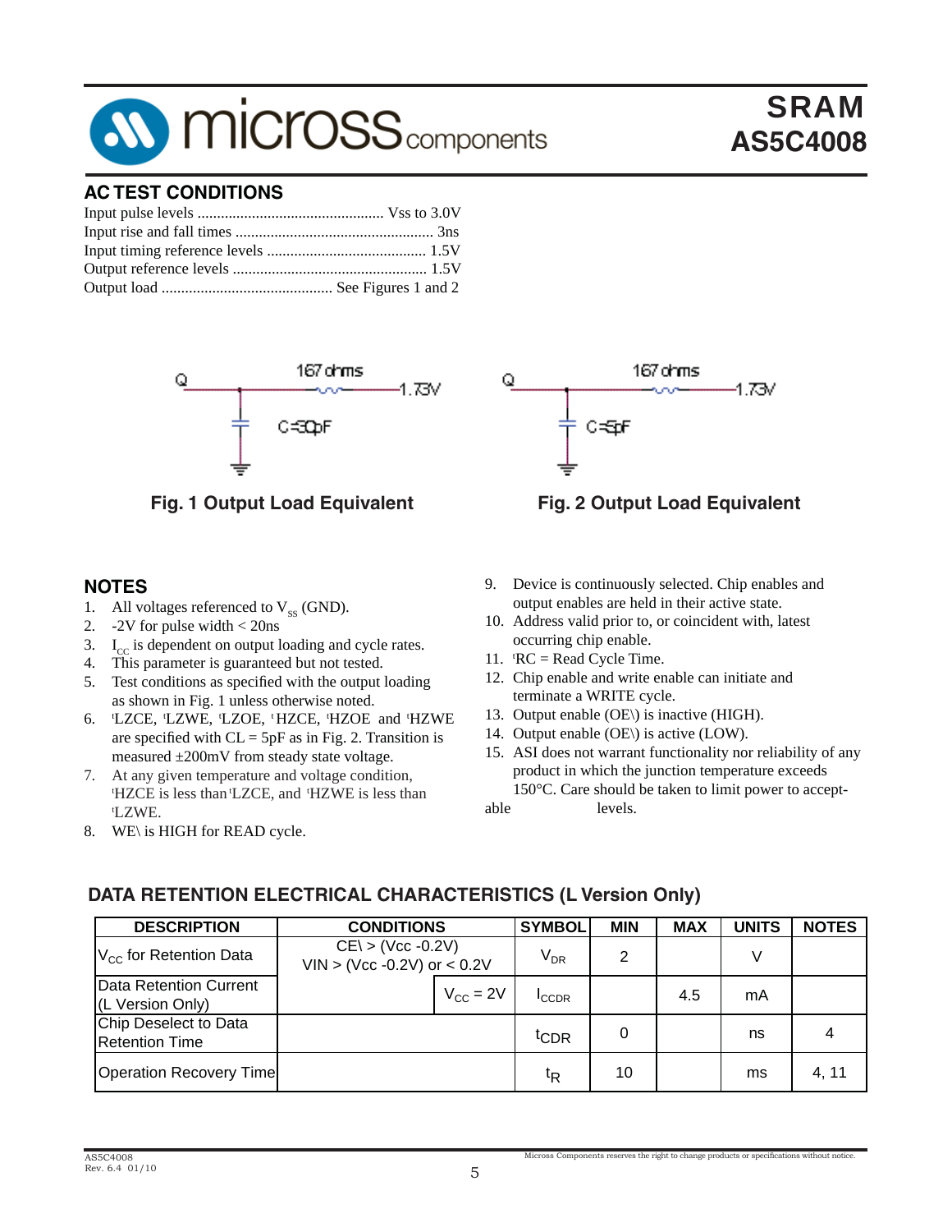## AC TEST CONDITIONS

Input pulse levels ................................................ Vss to 3.0V
Input rise and fall times ................................................... 3ns
Input timing reference levels ......................................... 1.5V
Output reference levels .................................................. 1.5V
Output load ............................................ See Figures 1 and 2

Q — 167 ohms — 1.73V, C=30pF

**Fig. 1 Output Load Equivalent**

Q — 167 ohms — 1.73V, C=5pF

**Fig. 2 Output Load Equivalent**

## NOTES

1. All voltages referenced to $V_{SS}$ (GND).
2. -2V for pulse width < 20ns
3. $I_{CC}$ is dependent on output loading and cycle rates.
4. This parameter is guaranteed but not tested.
5. Test conditions as specified with the output loading as shown in Fig. 1 unless otherwise noted.
6. $^tLZCE$, $^tLZWE$, $^tLZOE$, $^tHZCE$, $^tHZOE$ and $^tHZWE$ are specified with CL = 5pF as in Fig. 2. Transition is measured ±200mV from steady state voltage.
7. At any given temperature and voltage condition, $^tHZCE$ is less than $^tLZCE$, and $^tHZWE$ is less than $^tLZWE$.
8. WE\ is HIGH for READ cycle.
9. Device is continuously selected. Chip enables and output enables are held in their active state.
10. Address valid prior to, or coincident with, latest occurring chip enable.
11. $^tRC$ = Read Cycle Time.
12. Chip enable and write enable can initiate and terminate a WRITE cycle.
13. Output enable (OE\) is inactive (HIGH).
14. Output enable (OE\) is active (LOW).
15. ASI does not warrant functionality nor reliability of any product in which the junction temperature exceeds 150°C. Care should be taken to limit power to acceptable levels.

## DATA RETENTION ELECTRICAL CHARACTERISTICS (L Version Only)

| DESCRIPTION | CONDITIONS | | SYMBOL | MIN | MAX | UNITS | NOTES |
|---|---|---|---|---|---|---|---|
| $V_{CC}$ for Retention Data | CE\ > (Vcc -0.2V) VIN > (Vcc -0.2V) or < 0.2V | | $V_{DR}$ | 2 | | V | |
| Data Retention Current (L Version Only) | | $V_{CC}$ = 2V | $I_{CCDR}$ | | 4.5 | mA | |
| Chip Deselect to Data Retention Time | | | $t_{CDR}$ | 0 | | ns | 4 |
| Operation Recovery Time | | | $t_R$ | 10 | | ms | 4, 11 |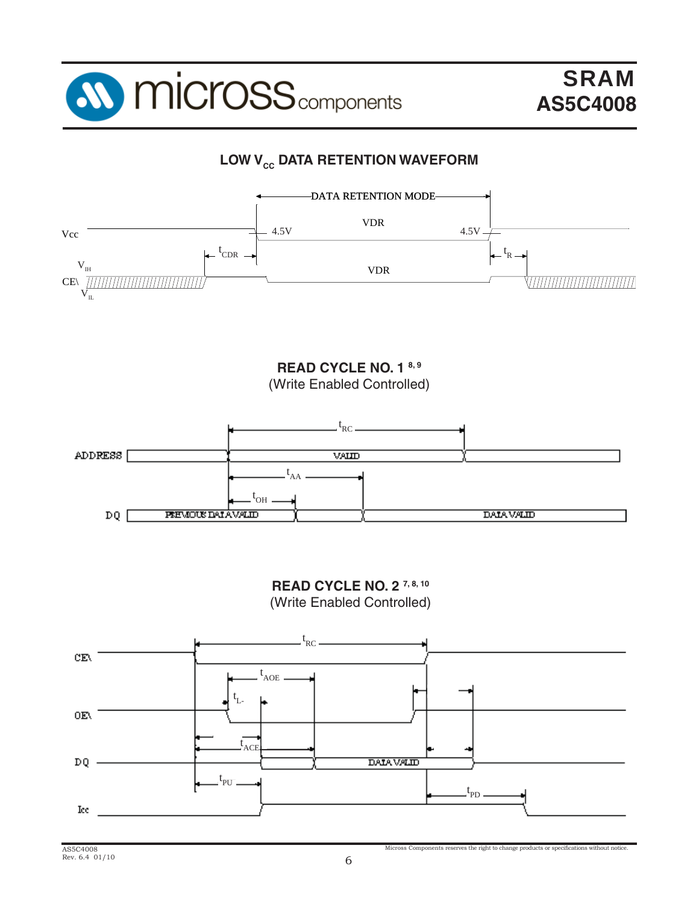## LOW $V_{CC}$ DATA RETENTION WAVEFORM

DATA RETENTION MODE

Vcc — 4.5V — VDR — 4.5V

$t_{CDR}$ — $t_R$

$V_{IH}$

CE\ — VDR

$V_{IL}$

## READ CYCLE NO. 1 [8, 9]

(Write Enabled Controlled)

$t_{RC}$

ADDRESS — VALID

$t_{AA}$

$t_{OH}$

DQ — PREVIOUS DATA VALID — DATA VALID

## READ CYCLE NO. 2 [7, 8, 10]

(Write Enabled Controlled)

$t_{RC}$

CE\

$t_{AOE}$

$t_{L-}$

OE\

$t_{ACE}$

DQ — DATA VALID

$t_{PU}$ — $t_{PD}$

Icc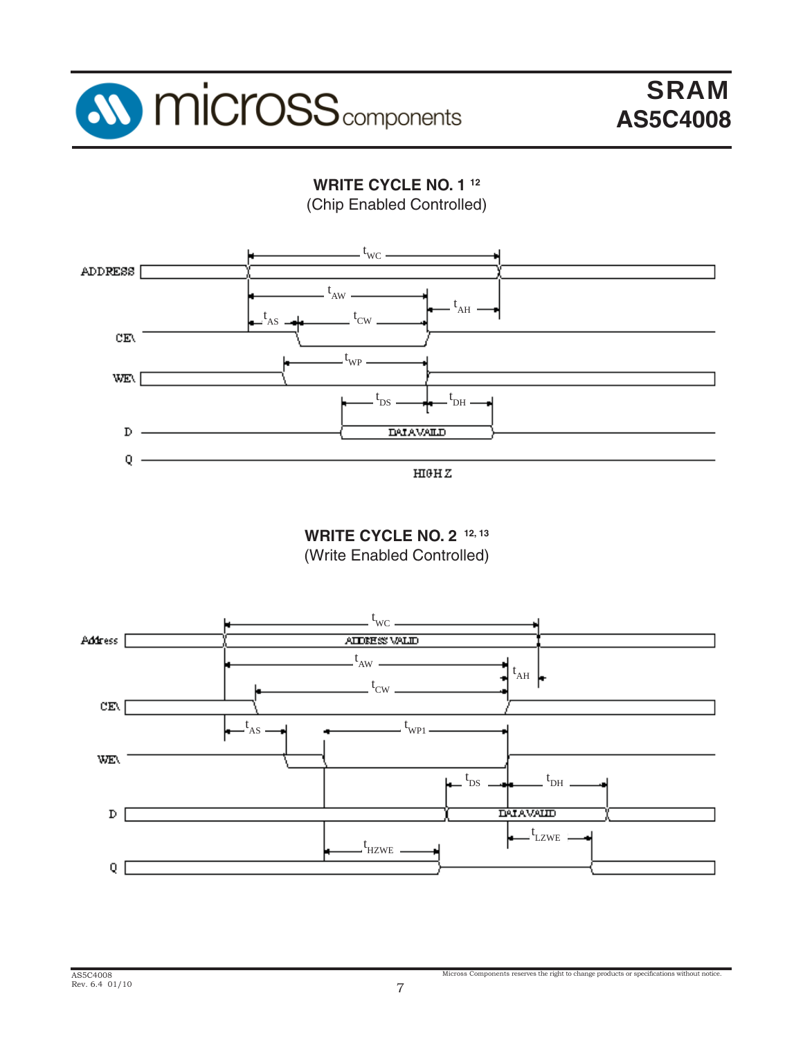## WRITE CYCLE NO. 1 [12]

(Chip Enabled Controlled)

ADDRESS

$t_{WC}$

$t_{AW}$

$t_{AH}$

$t_{AS}$

$t_{CW}$

CE\

$t_{WP}$

WE\

$t_{DS}$

$t_{DH}$

D

DATA VALID

Q

HIGH Z

## WRITE CYCLE NO. 2 [12, 13]

(Write Enabled Controlled)

Address

$t_{WC}$

ADDRESS VALID

$t_{AW}$

$t_{AH}$

$t_{CW}$

CE\

$t_{AS}$

$t_{WP1}$

WE\

$t_{DS}$

$t_{DH}$

D

DATA VALID

$t_{LZWE}$

$t_{HZWE}$

Q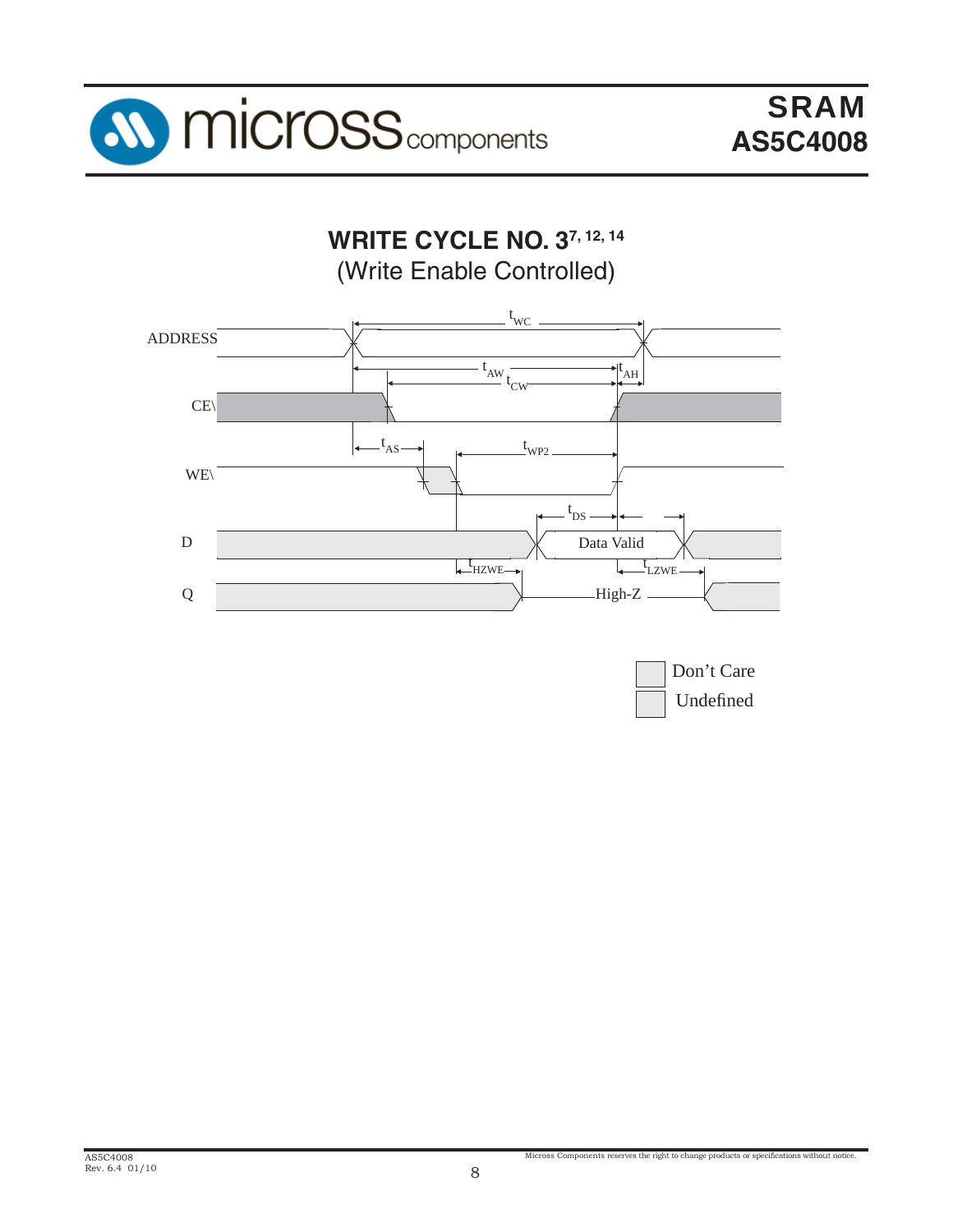## WRITE CYCLE NO. 3[7, 12, 14]

(Write Enable Controlled)

ADDRESS

$t_{WC}$

$t_{AW}$

$t_{AH}$

$t_{CW}$

CE\

$t_{AS}$

$t_{WP2}$

WE\

$t_{DS}$

D

Data Valid

$t_{HZWE}$

$t_{LZWE}$

Q

High-Z

Don't Care

Undefined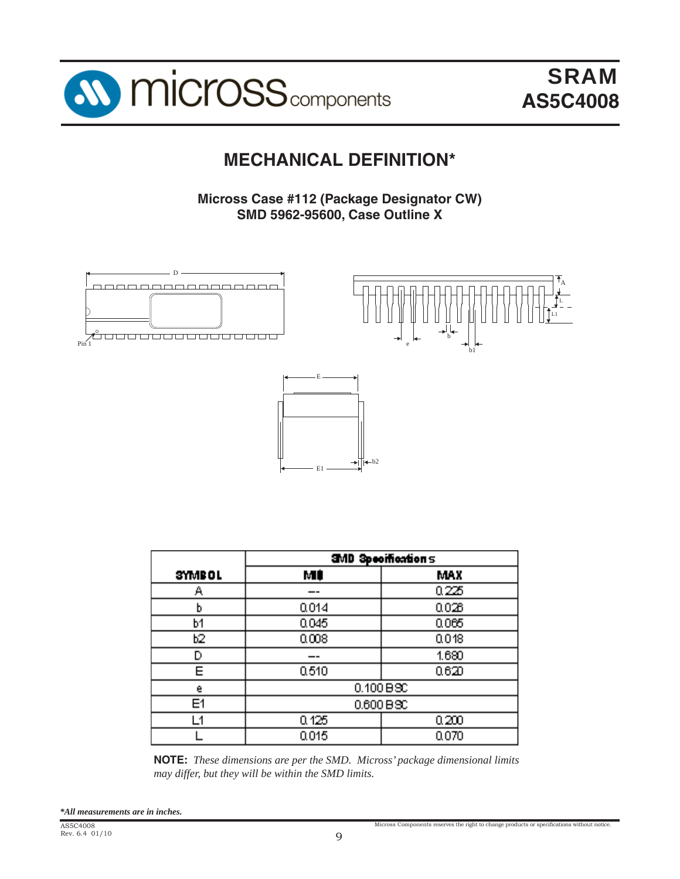# MECHANICAL DEFINITION*

**Micross Case #112 (Package Designator CW)**
**SMD 5962-95600, Case Outline X**

| SYMBOL | SMD Specifications | |
|---|---|---|
| | MIN | MAX |
| A | --- | 0.225 |
| b | 0.014 | 0.026 |
| b1 | 0.045 | 0.065 |
| b2 | 0.008 | 0.018 |
| D | --- | 1.680 |
| E | 0.510 | 0.620 |
| e | 0.100 BSC | |
| E1 | 0.600 BSC | |
| L1 | 0.125 | 0.200 |
| L | 0.015 | 0.070 |

**NOTE:** *These dimensions are per the SMD. Micross' package dimensional limits may differ, but they will be within the SMD limits.*

***All measurements are in inches.***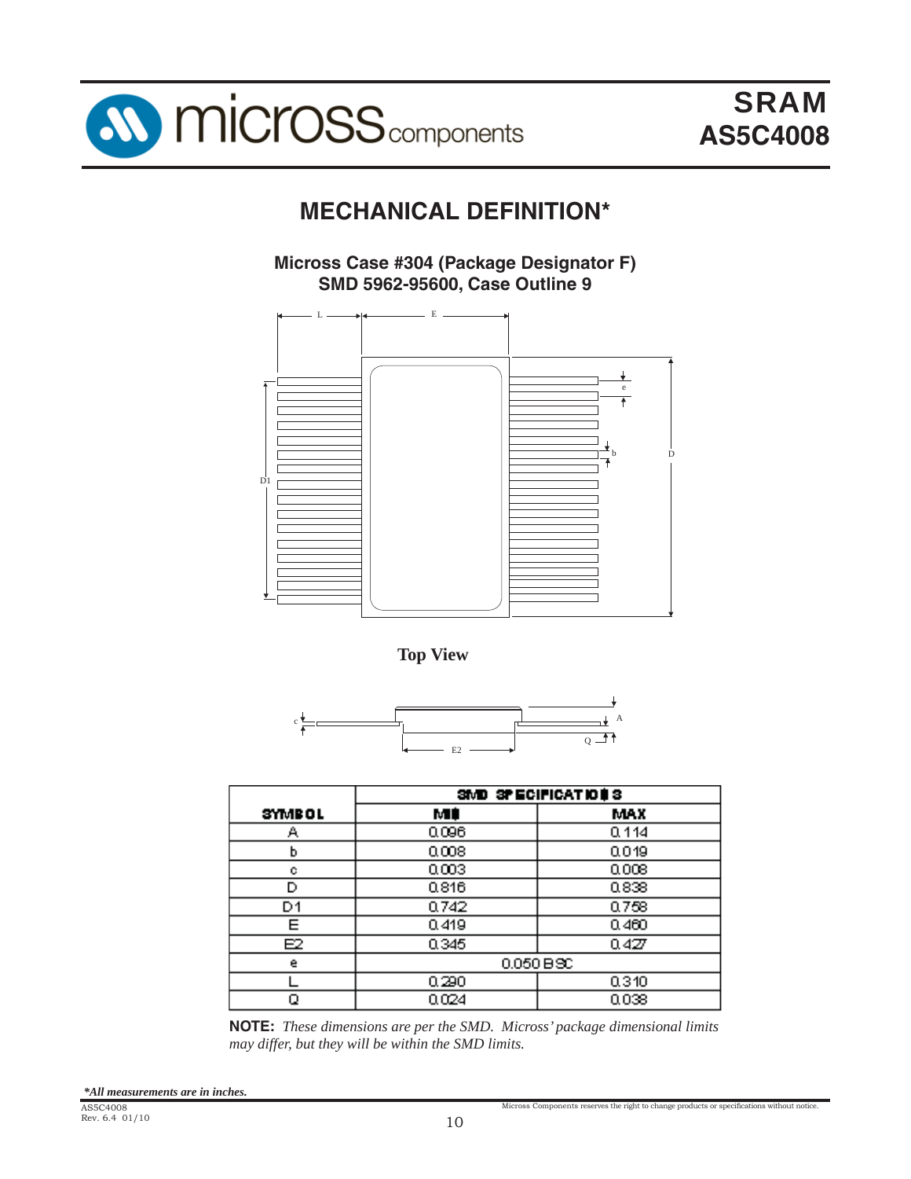# MECHANICAL DEFINITION*

**Micross Case #304 (Package Designator F)**
**SMD 5962-95600, Case Outline 9**

**Top View**

| SYMBOL | SMD SPECIFICATIONS | |
|---|---|---|
| | MIN | MAX |
| A | 0.096 | 0.114 |
| b | 0.008 | 0.019 |
| c | 0.003 | 0.008 |
| D | 0.816 | 0.838 |
| D1 | 0.742 | 0.758 |
| E | 0.419 | 0.460 |
| E2 | 0.345 | 0.427 |
| e | 0.050 BSC | |
| L | 0.290 | 0.310 |
| Q | 0.024 | 0.038 |

**NOTE:** *These dimensions are per the SMD. Micross' package dimensional limits may differ, but they will be within the SMD limits.*

***All measurements are in inches.***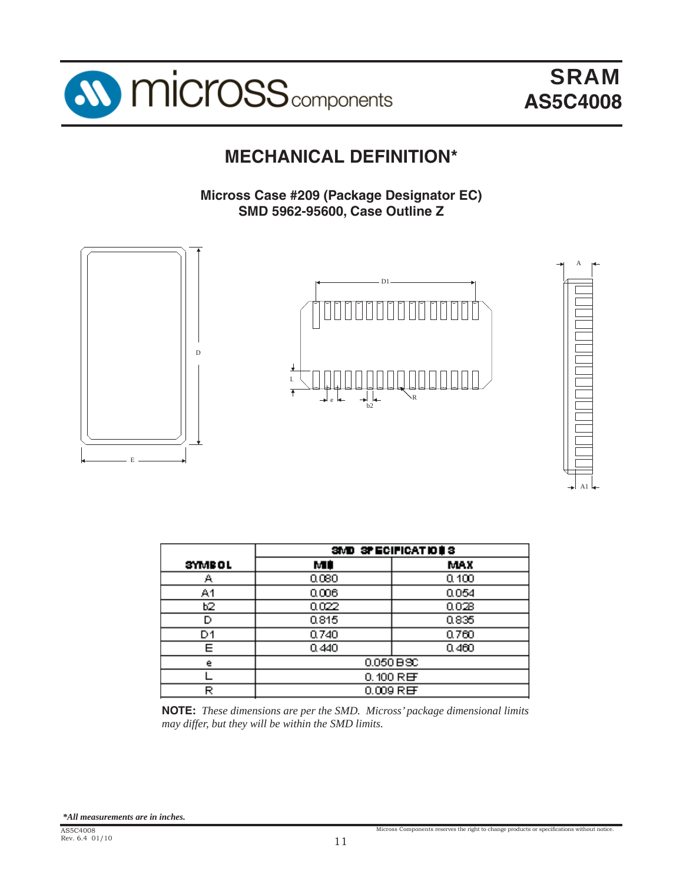# MECHANICAL DEFINITION*

**Micross Case #209 (Package Designator EC)**
**SMD 5962-95600, Case Outline Z**

| SYMBOL | SMD SPECIFICATIONS | |
|---|---|---|
| | MIN | MAX |
| A | 0.080 | 0.100 |
| A1 | 0.006 | 0.054 |
| b2 | 0.022 | 0.028 |
| D | 0.815 | 0.835 |
| D1 | 0.740 | 0.760 |
| E | 0.440 | 0.460 |
| e | 0.050 BSC | |
| L | 0.100 REF | |
| R | 0.009 REF | |

**NOTE:** *These dimensions are per the SMD. Micross' package dimensional limits may differ, but they will be within the SMD limits.*

*\*All measurements are in inches.*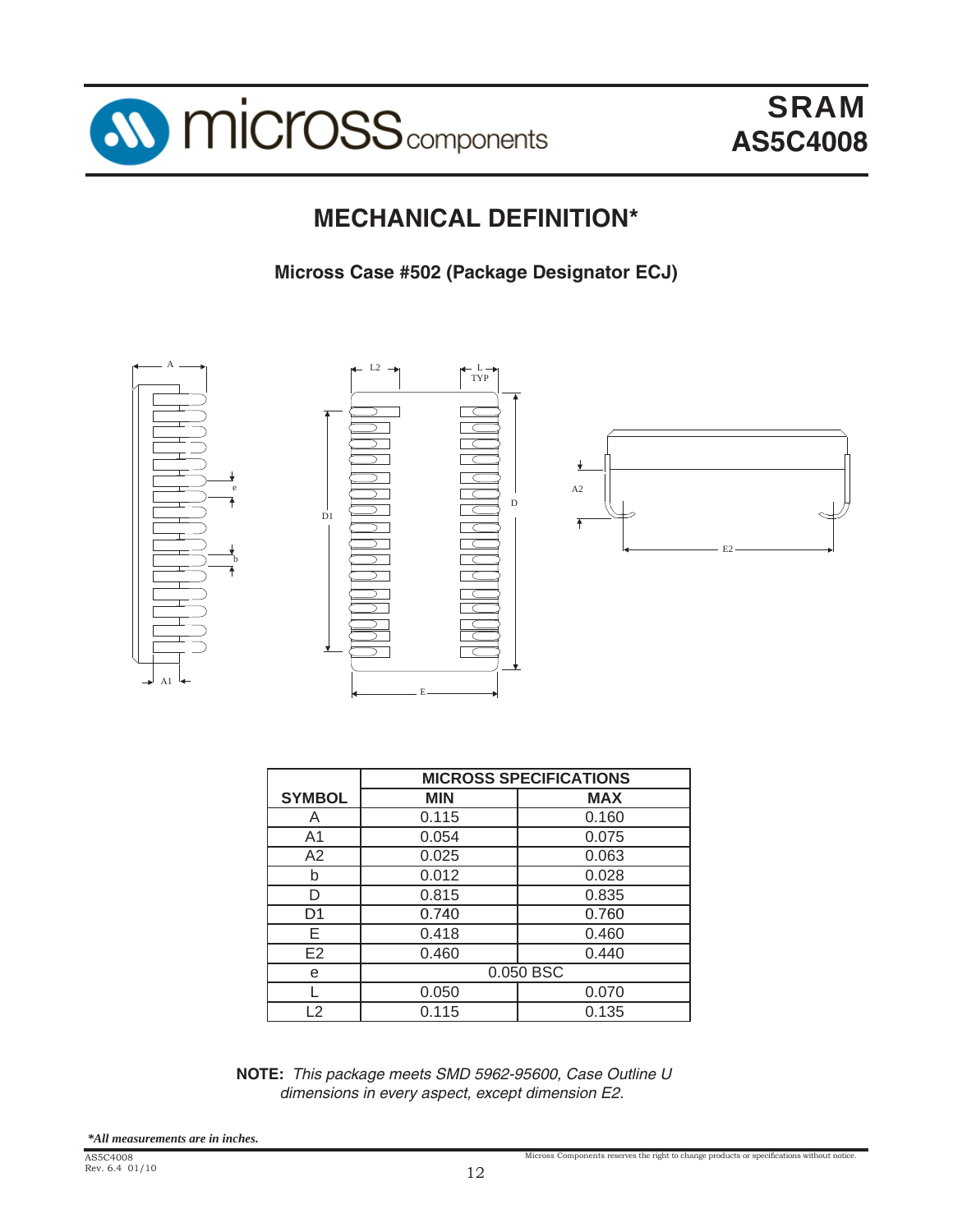# MECHANICAL DEFINITION*

## Micross Case #502 (Package Designator ECJ)

| SYMBOL | MICROSS SPECIFICATIONS | |
|---|---|---|
| | MIN | MAX |
| A | 0.115 | 0.160 |
| A1 | 0.054 | 0.075 |
| A2 | 0.025 | 0.063 |
| b | 0.012 | 0.028 |
| D | 0.815 | 0.835 |
| D1 | 0.740 | 0.760 |
| E | 0.418 | 0.460 |
| E2 | 0.460 | 0.440 |
| e | 0.050 BSC | |
| L | 0.050 | 0.070 |
| L2 | 0.115 | 0.135 |

**NOTE:** *This package meets SMD 5962-95600, Case Outline U dimensions in every aspect, except dimension E2.*

***All measurements are in inches.***

AS5C4008
Rev. 6.4 01/10

Micross Components reserves the right to change products or specifications without notice.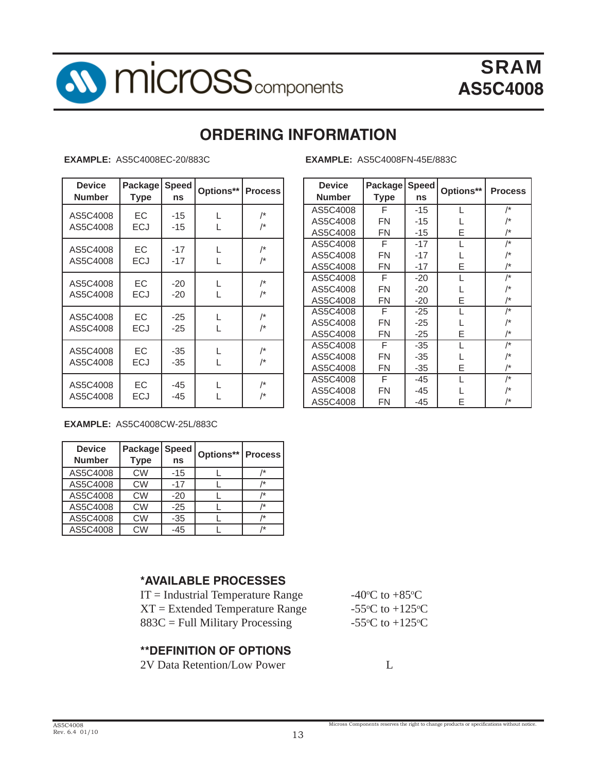## ORDERING INFORMATION

**EXAMPLE:** AS5C4008EC-20/883C

| Device Number | Package Type | Speed ns | Options** | Process |
|---|---|---|---|---|
| AS5C4008 | EC | -15 | L | /* |
| AS5C4008 | ECJ | -15 | L | /* |
| AS5C4008 | EC | -17 | L | /* |
| AS5C4008 | ECJ | -17 | L | /* |
| AS5C4008 | EC | -20 | L | /* |
| AS5C4008 | ECJ | -20 | L | /* |
| AS5C4008 | EC | -25 | L | /* |
| AS5C4008 | ECJ | -25 | L | /* |
| AS5C4008 | EC | -35 | L | /* |
| AS5C4008 | ECJ | -35 | L | /* |
| AS5C4008 | EC | -45 | L | /* |
| AS5C4008 | ECJ | -45 | L | /* |

**EXAMPLE:** AS5C4008FN-45E/883C

| Device Number | Package Type | Speed ns | Options** | Process |
|---|---|---|---|---|
| AS5C4008 | F | -15 | L | /* |
| AS5C4008 | FN | -15 | L | /* |
| AS5C4008 | FN | -15 | E | /* |
| AS5C4008 | F | -17 | L | /* |
| AS5C4008 | FN | -17 | L | /* |
| AS5C4008 | FN | -17 | E | /* |
| AS5C4008 | F | -20 | L | /* |
| AS5C4008 | FN | -20 | L | /* |
| AS5C4008 | FN | -20 | E | /* |
| AS5C4008 | F | -25 | L | /* |
| AS5C4008 | FN | -25 | L | /* |
| AS5C4008 | FN | -25 | E | /* |
| AS5C4008 | F | -35 | L | /* |
| AS5C4008 | FN | -35 | L | /* |
| AS5C4008 | FN | -35 | E | /* |
| AS5C4008 | F | -45 | L | /* |
| AS5C4008 | FN | -45 | L | /* |
| AS5C4008 | FN | -45 | E | /* |

**EXAMPLE:** AS5C4008CW-25L/883C

| Device Number | Package Type | Speed ns | Options** | Process |
|---|---|---|---|---|
| AS5C4008 | CW | -15 | L | /* |
| AS5C4008 | CW | -17 | L | /* |
| AS5C4008 | CW | -20 | L | /* |
| AS5C4008 | CW | -25 | L | /* |
| AS5C4008 | CW | -35 | L | /* |
| AS5C4008 | CW | -45 | L | /* |

### *AVAILABLE PROCESSES

IT = Industrial Temperature Range — -40°C to +85°C
XT = Extended Temperature Range — -55°C to +125°C
883C = Full Military Processing — -55°C to +125°C

### **DEFINITION OF OPTIONS

2V Data Retention/Low Power — L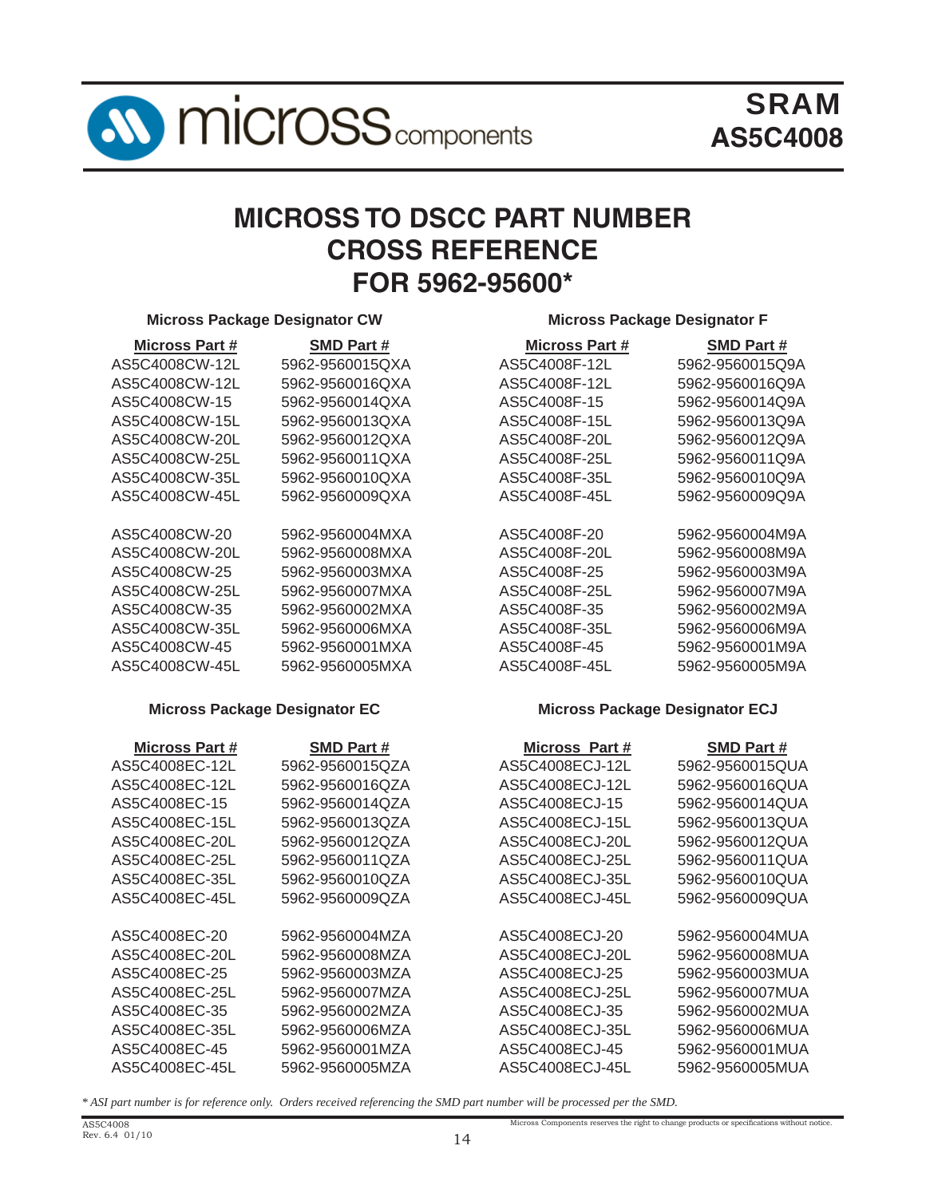# MICROSS TO DSCC PART NUMBER CROSS REFERENCE FOR 5962-95600*

### Micross Package Designator CW

| Micross Part # | SMD Part # |
|---|---|
| AS5C4008CW-12L | 5962-9560015QXA |
| AS5C4008CW-12L | 5962-9560016QXA |
| AS5C4008CW-15 | 5962-9560014QXA |
| AS5C4008CW-15L | 5962-9560013QXA |
| AS5C4008CW-20L | 5962-9560012QXA |
| AS5C4008CW-25L | 5962-9560011QXA |
| AS5C4008CW-35L | 5962-9560010QXA |
| AS5C4008CW-45L | 5962-9560009QXA |
| | |
| AS5C4008CW-20 | 5962-9560004MXA |
| AS5C4008CW-20L | 5962-9560008MXA |
| AS5C4008CW-25 | 5962-9560003MXA |
| AS5C4008CW-25L | 5962-9560007MXA |
| AS5C4008CW-35 | 5962-9560002MXA |
| AS5C4008CW-35L | 5962-9560006MXA |
| AS5C4008CW-45 | 5962-9560001MXA |
| AS5C4008CW-45L | 5962-9560005MXA |

### Micross Package Designator F

| Micross Part # | SMD Part # |
|---|---|
| AS5C4008F-12L | 5962-9560015Q9A |
| AS5C4008F-12L | 5962-9560016Q9A |
| AS5C4008F-15 | 5962-9560014Q9A |
| AS5C4008F-15L | 5962-9560013Q9A |
| AS5C4008F-20L | 5962-9560012Q9A |
| AS5C4008F-25L | 5962-9560011Q9A |
| AS5C4008F-35L | 5962-9560010Q9A |
| AS5C4008F-45L | 5962-9560009Q9A |
| | |
| AS5C4008F-20 | 5962-9560004M9A |
| AS5C4008F-20L | 5962-9560008M9A |
| AS5C4008F-25 | 5962-9560003M9A |
| AS5C4008F-25L | 5962-9560007M9A |
| AS5C4008F-35 | 5962-9560002M9A |
| AS5C4008F-35L | 5962-9560006M9A |
| AS5C4008F-45 | 5962-9560001M9A |
| AS5C4008F-45L | 5962-9560005M9A |

### Micross Package Designator EC

| Micross Part # | SMD Part # |
|---|---|
| AS5C4008EC-12L | 5962-9560015QZA |
| AS5C4008EC-12L | 5962-9560016QZA |
| AS5C4008EC-15 | 5962-9560014QZA |
| AS5C4008EC-15L | 5962-9560013QZA |
| AS5C4008EC-20L | 5962-9560012QZA |
| AS5C4008EC-25L | 5962-9560011QZA |
| AS5C4008EC-35L | 5962-9560010QZA |
| AS5C4008EC-45L | 5962-9560009QZA |
| | |
| AS5C4008EC-20 | 5962-9560004MZA |
| AS5C4008EC-20L | 5962-9560008MZA |
| AS5C4008EC-25 | 5962-9560003MZA |
| AS5C4008EC-25L | 5962-9560007MZA |
| AS5C4008EC-35 | 5962-9560002MZA |
| AS5C4008EC-35L | 5962-9560006MZA |
| AS5C4008EC-45 | 5962-9560001MZA |
| AS5C4008EC-45L | 5962-9560005MZA |

### Micross Package Designator ECJ

| Micross Part # | SMD Part # |
|---|---|
| AS5C4008ECJ-12L | 5962-9560015QUA |
| AS5C4008ECJ-12L | 5962-9560016QUA |
| AS5C4008ECJ-15 | 5962-9560014QUA |
| AS5C4008ECJ-15L | 5962-9560013QUA |
| AS5C4008ECJ-20L | 5962-9560012QUA |
| AS5C4008ECJ-25L | 5962-9560011QUA |
| AS5C4008ECJ-35L | 5962-9560010QUA |
| AS5C4008ECJ-45L | 5962-9560009QUA |
| | |
| AS5C4008ECJ-20 | 5962-9560004MUA |
| AS5C4008ECJ-20L | 5962-9560008MUA |
| AS5C4008ECJ-25 | 5962-9560003MUA |
| AS5C4008ECJ-25L | 5962-9560007MUA |
| AS5C4008ECJ-35 | 5962-9560002MUA |
| AS5C4008ECJ-35L | 5962-9560006MUA |
| AS5C4008ECJ-45 | 5962-9560001MUA |
| AS5C4008ECJ-45L | 5962-9560005MUA |

*\* ASI part number is for reference only. Orders received referencing the SMD part number will be processed per the SMD.*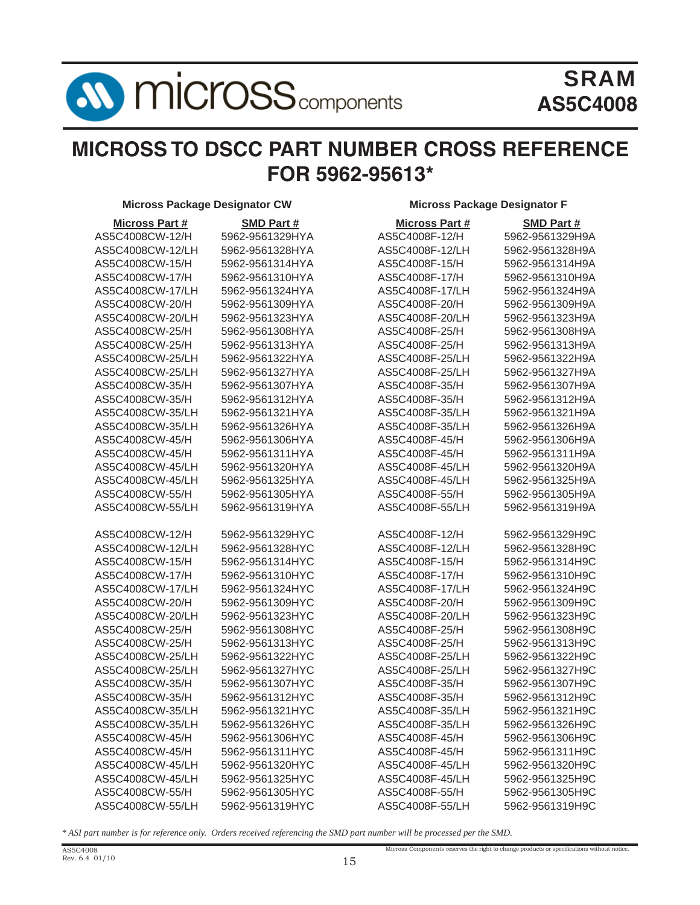# MICROSS TO DSCC PART NUMBER CROSS REFERENCE FOR 5962-95613*

**Micross Package Designator CW**

| Micross Part # | SMD Part # |
|---|---|
| AS5C4008CW-12/H | 5962-9561329HYA |
| AS5C4008CW-12/LH | 5962-9561328HYA |
| AS5C4008CW-15/H | 5962-9561314HYA |
| AS5C4008CW-17/H | 5962-9561310HYA |
| AS5C4008CW-17/LH | 5962-9561324HYA |
| AS5C4008CW-20/H | 5962-9561309HYA |
| AS5C4008CW-20/LH | 5962-9561323HYA |
| AS5C4008CW-25/H | 5962-9561308HYA |
| AS5C4008CW-25/H | 5962-9561313HYA |
| AS5C4008CW-25/LH | 5962-9561322HYA |
| AS5C4008CW-25/LH | 5962-9561327HYA |
| AS5C4008CW-35/H | 5962-9561307HYA |
| AS5C4008CW-35/H | 5962-9561312HYA |
| AS5C4008CW-35/LH | 5962-9561321HYA |
| AS5C4008CW-35/LH | 5962-9561326HYA |
| AS5C4008CW-45/H | 5962-9561306HYA |
| AS5C4008CW-45/H | 5962-9561311HYA |
| AS5C4008CW-45/LH | 5962-9561320HYA |
| AS5C4008CW-45/LH | 5962-9561325HYA |
| AS5C4008CW-55/H | 5962-9561305HYA |
| AS5C4008CW-55/LH | 5962-9561319HYA |
| | |
| AS5C4008CW-12/H | 5962-9561329HYC |
| AS5C4008CW-12/LH | 5962-9561328HYC |
| AS5C4008CW-15/H | 5962-9561314HYC |
| AS5C4008CW-17/H | 5962-9561310HYC |
| AS5C4008CW-17/LH | 5962-9561324HYC |
| AS5C4008CW-20/H | 5962-9561309HYC |
| AS5C4008CW-20/LH | 5962-9561323HYC |
| AS5C4008CW-25/H | 5962-9561308HYC |
| AS5C4008CW-25/H | 5962-9561313HYC |
| AS5C4008CW-25/LH | 5962-9561322HYC |
| AS5C4008CW-25/LH | 5962-9561327HYC |
| AS5C4008CW-35/H | 5962-9561307HYC |
| AS5C4008CW-35/H | 5962-9561312HYC |
| AS5C4008CW-35/LH | 5962-9561321HYC |
| AS5C4008CW-35/LH | 5962-9561326HYC |
| AS5C4008CW-45/H | 5962-9561306HYC |
| AS5C4008CW-45/H | 5962-9561311HYC |
| AS5C4008CW-45/LH | 5962-9561320HYC |
| AS5C4008CW-45/LH | 5962-9561325HYC |
| AS5C4008CW-55/H | 5962-9561305HYC |
| AS5C4008CW-55/LH | 5962-9561319HYC |

**Micross Package Designator F**

| Micross Part # | SMD Part # |
|---|---|
| AS5C4008F-12/H | 5962-9561329H9A |
| AS5C4008F-12/LH | 5962-9561328H9A |
| AS5C4008F-15/H | 5962-9561314H9A |
| AS5C4008F-17/H | 5962-9561310H9A |
| AS5C4008F-17/LH | 5962-9561324H9A |
| AS5C4008F-20/H | 5962-9561309H9A |
| AS5C4008F-20/LH | 5962-9561323H9A |
| AS5C4008F-25/H | 5962-9561308H9A |
| AS5C4008F-25/H | 5962-9561313H9A |
| AS5C4008F-25/LH | 5962-9561322H9A |
| AS5C4008F-25/LH | 5962-9561327H9A |
| AS5C4008F-35/H | 5962-9561307H9A |
| AS5C4008F-35/H | 5962-9561312H9A |
| AS5C4008F-35/LH | 5962-9561321H9A |
| AS5C4008F-35/LH | 5962-9561326H9A |
| AS5C4008F-45/H | 5962-9561306H9A |
| AS5C4008F-45/H | 5962-9561311H9A |
| AS5C4008F-45/LH | 5962-9561320H9A |
| AS5C4008F-45/LH | 5962-9561325H9A |
| AS5C4008F-55/H | 5962-9561305H9A |
| AS5C4008F-55/LH | 5962-9561319H9A |
| | |
| AS5C4008F-12/H | 5962-9561329H9C |
| AS5C4008F-12/LH | 5962-9561328H9C |
| AS5C4008F-15/H | 5962-9561314H9C |
| AS5C4008F-17/H | 5962-9561310H9C |
| AS5C4008F-17/LH | 5962-9561324H9C |
| AS5C4008F-20/H | 5962-9561309H9C |
| AS5C4008F-20/LH | 5962-9561323H9C |
| AS5C4008F-25/H | 5962-9561308H9C |
| AS5C4008F-25/H | 5962-9561313H9C |
| AS5C4008F-25/LH | 5962-9561322H9C |
| AS5C4008F-25/LH | 5962-9561327H9C |
| AS5C4008F-35/H | 5962-9561307H9C |
| AS5C4008F-35/H | 5962-9561312H9C |
| AS5C4008F-35/LH | 5962-9561321H9C |
| AS5C4008F-35/LH | 5962-9561326H9C |
| AS5C4008F-45/H | 5962-9561306H9C |
| AS5C4008F-45/H | 5962-9561311H9C |
| AS5C4008F-45/LH | 5962-9561320H9C |
| AS5C4008F-45/LH | 5962-9561325H9C |
| AS5C4008F-55/H | 5962-9561305H9C |
| AS5C4008F-55/LH | 5962-9561319H9C |

*\* ASI part number is for reference only. Orders received referencing the SMD part number will be processed per the SMD.*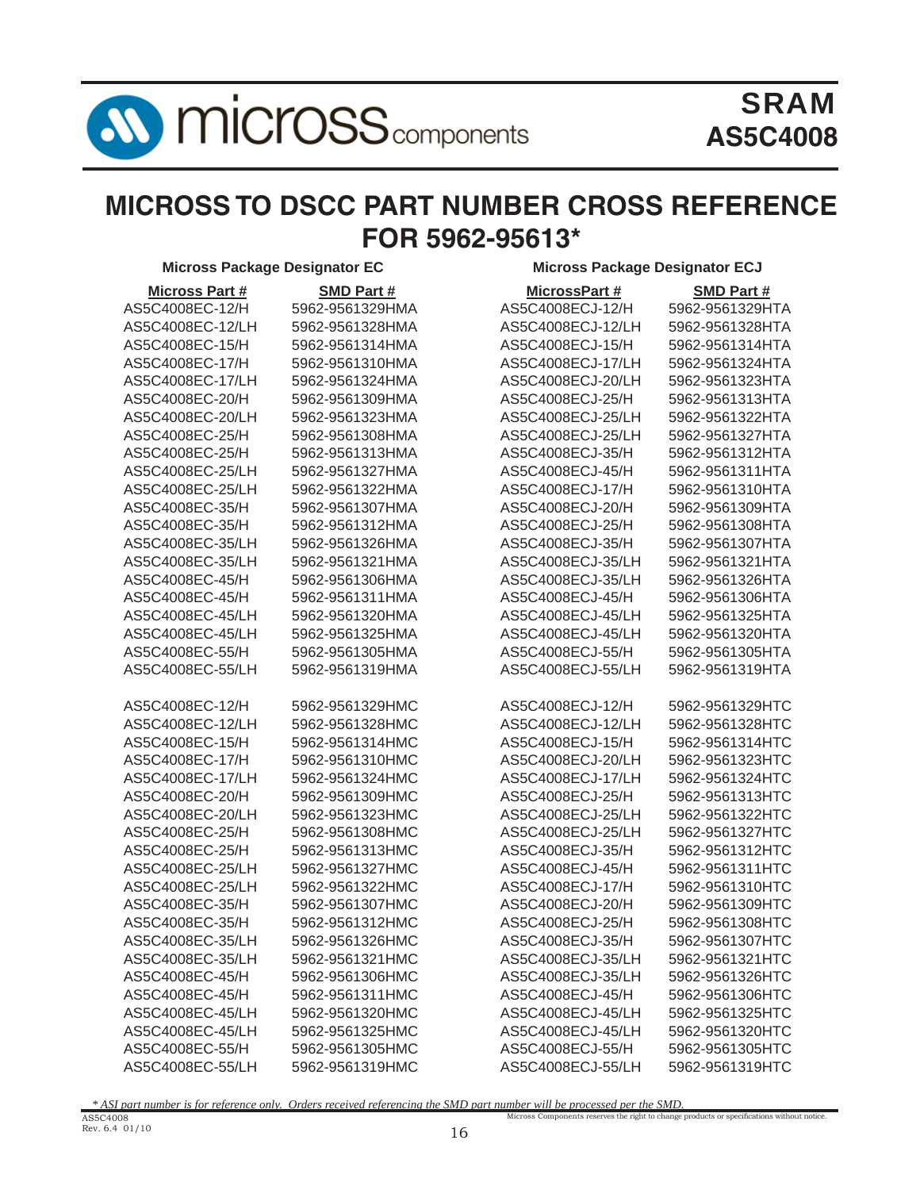# MICROSS TO DSCC PART NUMBER CROSS REFERENCE FOR 5962-95613*

| Micross Package Designator EC | | Micross Package Designator ECJ | |
|---|---|---|---|
| **Micross Part #** | **SMD Part #** | **MicrossPart #** | **SMD Part #** |
| AS5C4008EC-12/H | 5962-9561329HMA | AS5C4008ECJ-12/H | 5962-9561329HTA |
| AS5C4008EC-12/LH | 5962-9561328HMA | AS5C4008ECJ-12/LH | 5962-9561328HTA |
| AS5C4008EC-15/H | 5962-9561314HMA | AS5C4008ECJ-15/H | 5962-9561314HTA |
| AS5C4008EC-17/H | 5962-9561310HMA | AS5C4008ECJ-17/LH | 5962-9561324HTA |
| AS5C4008EC-17/LH | 5962-9561324HMA | AS5C4008ECJ-20/LH | 5962-9561323HTA |
| AS5C4008EC-20/H | 5962-9561309HMA | AS5C4008ECJ-25/H | 5962-9561313HTA |
| AS5C4008EC-20/LH | 5962-9561323HMA | AS5C4008ECJ-25/LH | 5962-9561322HTA |
| AS5C4008EC-25/H | 5962-9561308HMA | AS5C4008ECJ-25/LH | 5962-9561327HTA |
| AS5C4008EC-25/H | 5962-9561313HMA | AS5C4008ECJ-35/H | 5962-9561312HTA |
| AS5C4008EC-25/LH | 5962-9561327HMA | AS5C4008ECJ-45/H | 5962-9561311HTA |
| AS5C4008EC-25/LH | 5962-9561322HMA | AS5C4008ECJ-17/H | 5962-9561310HTA |
| AS5C4008EC-35/H | 5962-9561307HMA | AS5C4008ECJ-20/H | 5962-9561309HTA |
| AS5C4008EC-35/H | 5962-9561312HMA | AS5C4008ECJ-25/H | 5962-9561308HTA |
| AS5C4008EC-35/LH | 5962-9561326HMA | AS5C4008ECJ-35/H | 5962-9561307HTA |
| AS5C4008EC-35/LH | 5962-9561321HMA | AS5C4008ECJ-35/LH | 5962-9561321HTA |
| AS5C4008EC-45/H | 5962-9561306HMA | AS5C4008ECJ-35/LH | 5962-9561326HTA |
| AS5C4008EC-45/H | 5962-9561311HMA | AS5C4008ECJ-45/H | 5962-9561306HTA |
| AS5C4008EC-45/LH | 5962-9561320HMA | AS5C4008ECJ-45/LH | 5962-9561325HTA |
| AS5C4008EC-45/LH | 5962-9561325HMA | AS5C4008ECJ-45/LH | 5962-9561320HTA |
| AS5C4008EC-55/H | 5962-9561305HMA | AS5C4008ECJ-55/H | 5962-9561305HTA |
| AS5C4008EC-55/LH | 5962-9561319HMA | AS5C4008ECJ-55/LH | 5962-9561319HTA |
| | | | |
| AS5C4008EC-12/H | 5962-9561329HMC | AS5C4008ECJ-12/H | 5962-9561329HTC |
| AS5C4008EC-12/LH | 5962-9561328HMC | AS5C4008ECJ-12/LH | 5962-9561328HTC |
| AS5C4008EC-15/H | 5962-9561314HMC | AS5C4008ECJ-15/H | 5962-9561314HTC |
| AS5C4008EC-17/H | 5962-9561310HMC | AS5C4008ECJ-20/LH | 5962-9561323HTC |
| AS5C4008EC-17/LH | 5962-9561324HMC | AS5C4008ECJ-17/LH | 5962-9561324HTC |
| AS5C4008EC-20/H | 5962-9561309HMC | AS5C4008ECJ-25/H | 5962-9561313HTC |
| AS5C4008EC-20/LH | 5962-9561323HMC | AS5C4008ECJ-25/LH | 5962-9561322HTC |
| AS5C4008EC-25/H | 5962-9561308HMC | AS5C4008ECJ-25/LH | 5962-9561327HTC |
| AS5C4008EC-25/H | 5962-9561313HMC | AS5C4008ECJ-35/H | 5962-9561312HTC |
| AS5C4008EC-25/LH | 5962-9561327HMC | AS5C4008ECJ-45/H | 5962-9561311HTC |
| AS5C4008EC-25/LH | 5962-9561322HMC | AS5C4008ECJ-17/H | 5962-9561310HTC |
| AS5C4008EC-35/H | 5962-9561307HMC | AS5C4008ECJ-20/H | 5962-9561309HTC |
| AS5C4008EC-35/H | 5962-9561312HMC | AS5C4008ECJ-25/H | 5962-9561308HTC |
| AS5C4008EC-35/LH | 5962-9561326HMC | AS5C4008ECJ-35/H | 5962-9561307HTC |
| AS5C4008EC-35/LH | 5962-9561321HMC | AS5C4008ECJ-35/LH | 5962-9561321HTC |
| AS5C4008EC-45/H | 5962-9561306HMC | AS5C4008ECJ-35/LH | 5962-9561326HTC |
| AS5C4008EC-45/H | 5962-9561311HMC | AS5C4008ECJ-45/H | 5962-9561306HTC |
| AS5C4008EC-45/LH | 5962-9561320HMC | AS5C4008ECJ-45/LH | 5962-9561325HTC |
| AS5C4008EC-45/LH | 5962-9561325HMC | AS5C4008ECJ-45/LH | 5962-9561320HTC |
| AS5C4008EC-55/H | 5962-9561305HMC | AS5C4008ECJ-55/H | 5962-9561305HTC |
| AS5C4008EC-55/LH | 5962-9561319HMC | AS5C4008ECJ-55/LH | 5962-9561319HTC |

*\* ASI part number is for reference only. Orders received referencing the SMD part number will be processed per the SMD.*

Micross Components reserves the right to change products or specifications without notice.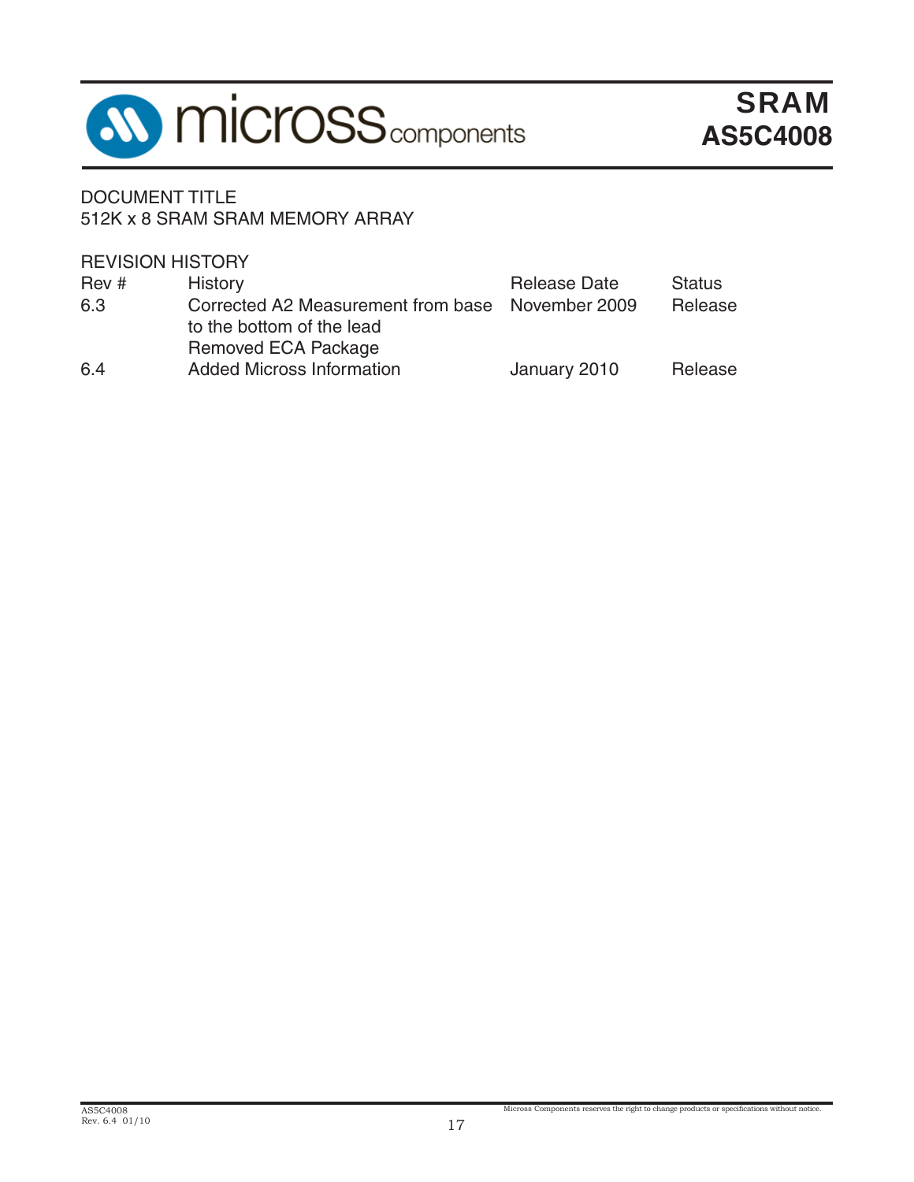DOCUMENT TITLE

512K x 8 SRAM SRAM MEMORY ARRAY

REVISION HISTORY

| Rev # | History | Release Date | Status |
| --- | --- | --- | --- |
| 6.3 | Corrected A2 Measurement from base to the bottom of the lead<br>Removed ECA Package | November 2009 | Release |
| 6.4 | Added Micross Information | January 2010 | Release |